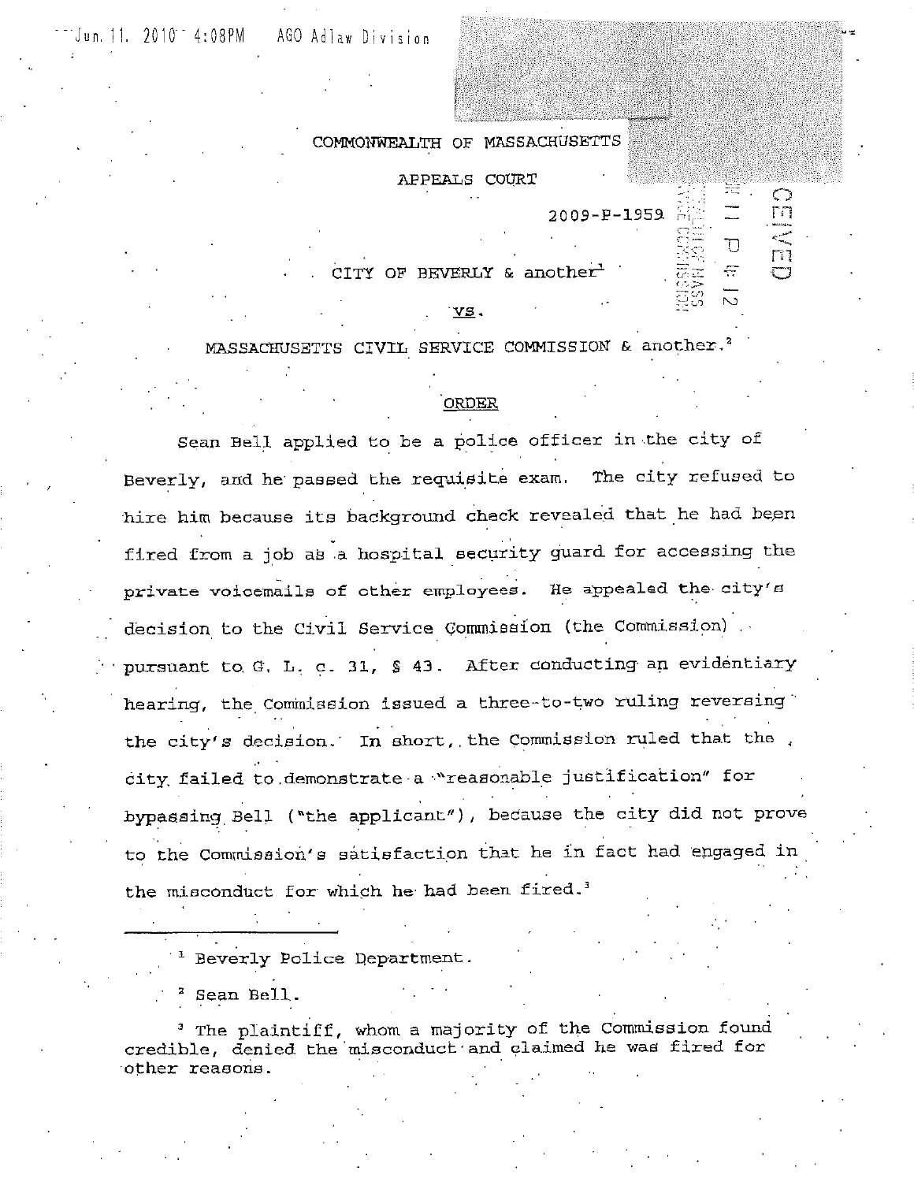COMMONWEALTH OF MASSACHUSETTS

APPEALS COURT

2009-P-1959

CITY OF BEVERLY & another[1]

vs.

MASSACHUSETTS CIVIL SERVICE COMMISSION & another.[2]

ORDER

Sean Bell applied to be a police officer in the city of Beverly, and he passed the requisite exam. The city refused to hire him because its background check revealed that he had been fired from a job as a hospital security guard for accessing the private voicemails of other employees. He appealed the city's decision to the Civil Service Commission (the Commission) pursuant to G. L. c. 31, § 43. After conducting an evidentiary hearing, the Commission issued a three-to-two ruling reversing the city's decision. In short, the Commission ruled that the city failed to demonstrate a "reasonable justification" for bypassing Bell ("the applicant"), because the city did not prove to the Commission's satisfaction that he in fact had engaged in the misconduct for which he had been fired.[3]

---

[1] Beverly Police Department.

[2] Sean Bell.

[3] The plaintiff, whom a majority of the Commission found credible, denied the misconduct and claimed he was fired for other reasons.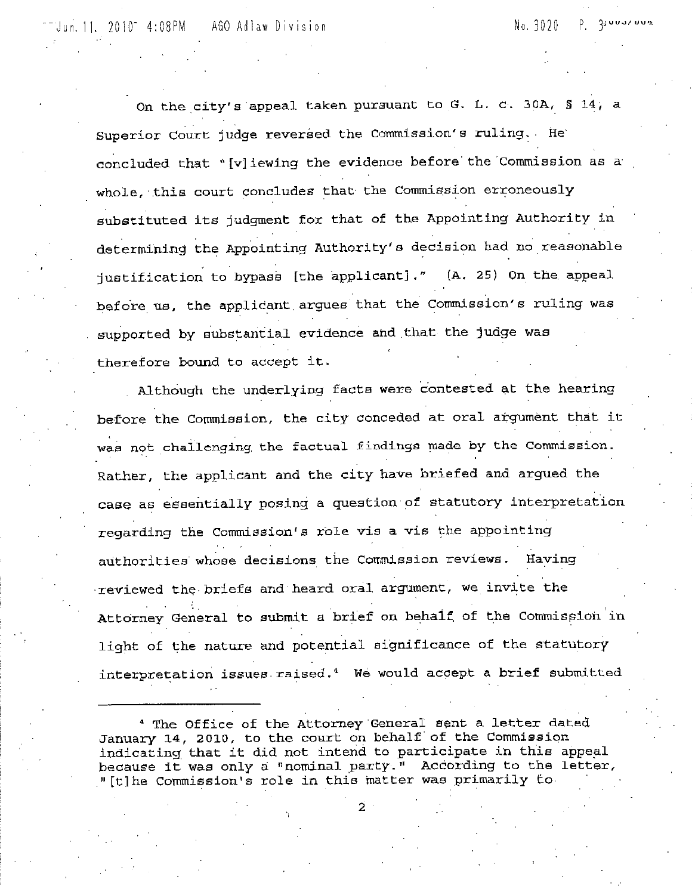On the city's appeal taken pursuant to G. L. c. 30A, § 14, a Superior Court judge reversed the Commission's ruling. He concluded that "[v]iewing the evidence before the Commission as a whole, this court concludes that the Commission erroneously substituted its judgment for that of the Appointing Authority in determining the Appointing Authority's decision had no reasonable justification to bypass [the applicant]." (A. 25) On the appeal before us, the applicant argues that the Commission's ruling was supported by substantial evidence and that the judge was therefore bound to accept it.

Although the underlying facts were contested at the hearing before the Commission, the city conceded at oral argument that it was not challenging the factual findings made by the Commission. Rather, the applicant and the city have briefed and argued the case as essentially posing a question of statutory interpretation regarding the Commission's role vis a vis the appointing authorities whose decisions the Commission reviews. Having reviewed the briefs and heard oral argument, we invite the Attorney General to submit a brief on behalf of the Commission in light of the nature and potential significance of the statutory interpretation issues raised.[4] We would accept a brief submitted

---

[4] The Office of the Attorney General sent a letter dated January 14, 2010, to the court on behalf of the Commission indicating that it did not intend to participate in this appeal because it was only a "nominal party." According to the letter, "[t]he Commission's role in this matter was primarily to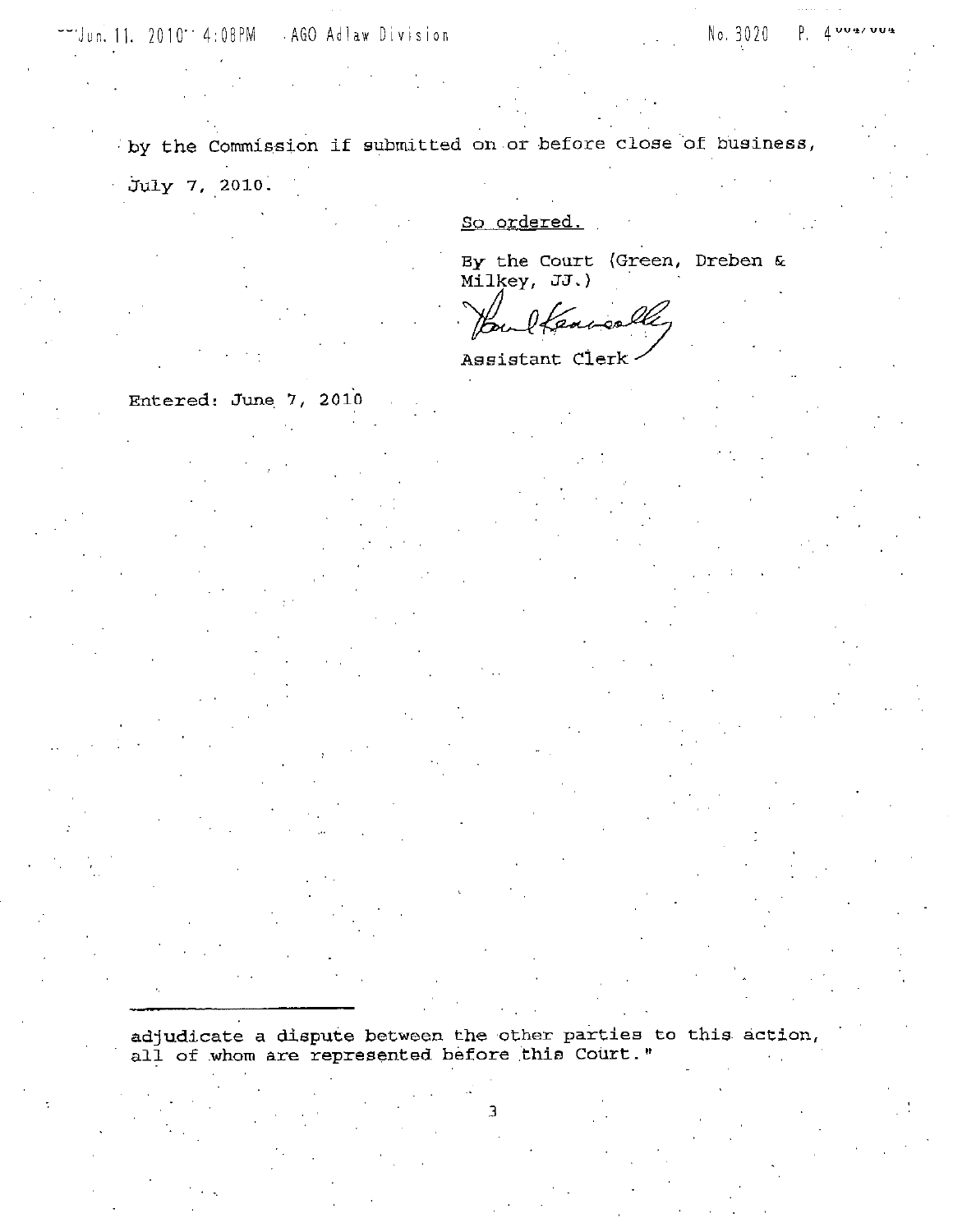by the Commission if submitted on or before close of business, July 7, 2010.

So ordered.

By the Court (Green, Dreben & Milkey, JJ.)

Assistant Clerk

Entered: June 7, 2010

---

adjudicate a dispute between the other parties to this action, all of whom are represented before this Court."